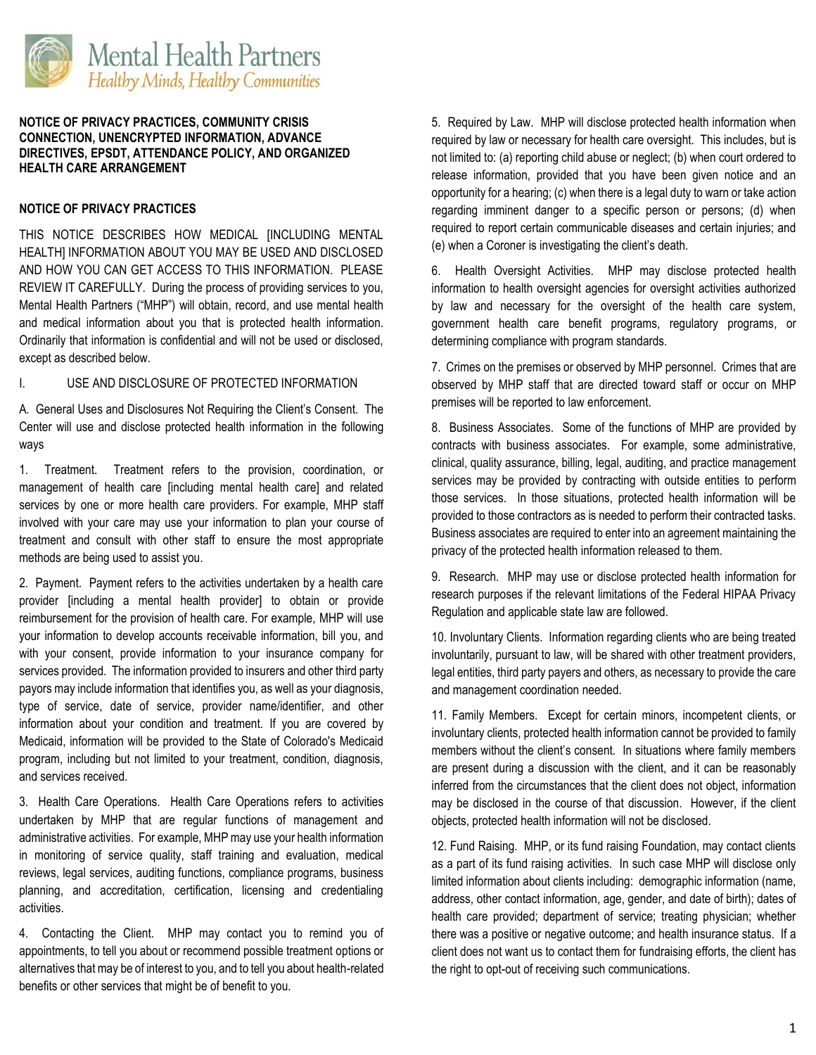Mental Health Partners
*Healthy Minds, Healthy Communities*

**NOTICE OF PRIVACY PRACTICES, COMMUNITY CRISIS CONNECTION, UNENCRYPTED INFORMATION, ADVANCE DIRECTIVES, EPSDT, ATTENDANCE POLICY, AND ORGANIZED HEALTH CARE ARRANGEMENT**

**NOTICE OF PRIVACY PRACTICES**

THIS NOTICE DESCRIBES HOW MEDICAL [INCLUDING MENTAL HEALTH] INFORMATION ABOUT YOU MAY BE USED AND DISCLOSED AND HOW YOU CAN GET ACCESS TO THIS INFORMATION. PLEASE REVIEW IT CAREFULLY. During the process of providing services to you, Mental Health Partners ("MHP") will obtain, record, and use mental health and medical information about you that is protected health information. Ordinarily that information is confidential and will not be used or disclosed, except as described below.

I. USE AND DISCLOSURE OF PROTECTED INFORMATION

A. General Uses and Disclosures Not Requiring the Client's Consent. The Center will use and disclose protected health information in the following ways

1. Treatment. Treatment refers to the provision, coordination, or management of health care [including mental health care] and related services by one or more health care providers. For example, MHP staff involved with your care may use your information to plan your course of treatment and consult with other staff to ensure the most appropriate methods are being used to assist you.

2. Payment. Payment refers to the activities undertaken by a health care provider [including a mental health provider] to obtain or provide reimbursement for the provision of health care. For example, MHP will use your information to develop accounts receivable information, bill you, and with your consent, provide information to your insurance company for services provided. The information provided to insurers and other third party payors may include information that identifies you, as well as your diagnosis, type of service, date of service, provider name/identifier, and other information about your condition and treatment. If you are covered by Medicaid, information will be provided to the State of Colorado's Medicaid program, including but not limited to your treatment, condition, diagnosis, and services received.

3. Health Care Operations. Health Care Operations refers to activities undertaken by MHP that are regular functions of management and administrative activities. For example, MHP may use your health information in monitoring of service quality, staff training and evaluation, medical reviews, legal services, auditing functions, compliance programs, business planning, and accreditation, certification, licensing and credentialing activities.

4. Contacting the Client. MHP may contact you to remind you of appointments, to tell you about or recommend possible treatment options or alternatives that may be of interest to you, and to tell you about health-related benefits or other services that might be of benefit to you.

5. Required by Law. MHP will disclose protected health information when required by law or necessary for health care oversight. This includes, but is not limited to: (a) reporting child abuse or neglect; (b) when court ordered to release information, provided that you have been given notice and an opportunity for a hearing; (c) when there is a legal duty to warn or take action regarding imminent danger to a specific person or persons; (d) when required to report certain communicable diseases and certain injuries; and (e) when a Coroner is investigating the client's death.

6. Health Oversight Activities. MHP may disclose protected health information to health oversight agencies for oversight activities authorized by law and necessary for the oversight of the health care system, government health care benefit programs, regulatory programs, or determining compliance with program standards.

7. Crimes on the premises or observed by MHP personnel. Crimes that are observed by MHP staff that are directed toward staff or occur on MHP premises will be reported to law enforcement.

8. Business Associates. Some of the functions of MHP are provided by contracts with business associates. For example, some administrative, clinical, quality assurance, billing, legal, auditing, and practice management services may be provided by contracting with outside entities to perform those services. In those situations, protected health information will be provided to those contractors as is needed to perform their contracted tasks. Business associates are required to enter into an agreement maintaining the privacy of the protected health information released to them.

9. Research. MHP may use or disclose protected health information for research purposes if the relevant limitations of the Federal HIPAA Privacy Regulation and applicable state law are followed.

10. Involuntary Clients. Information regarding clients who are being treated involuntarily, pursuant to law, will be shared with other treatment providers, legal entities, third party payers and others, as necessary to provide the care and management coordination needed.

11. Family Members. Except for certain minors, incompetent clients, or involuntary clients, protected health information cannot be provided to family members without the client's consent. In situations where family members are present during a discussion with the client, and it can be reasonably inferred from the circumstances that the client does not object, information may be disclosed in the course of that discussion. However, if the client objects, protected health information will not be disclosed.

12. Fund Raising. MHP, or its fund raising Foundation, may contact clients as a part of its fund raising activities. In such case MHP will disclose only limited information about clients including: demographic information (name, address, other contact information, age, gender, and date of birth); dates of health care provided; department of service; treating physician; whether there was a positive or negative outcome; and health insurance status. If a client does not want us to contact them for fundraising efforts, the client has the right to opt-out of receiving such communications.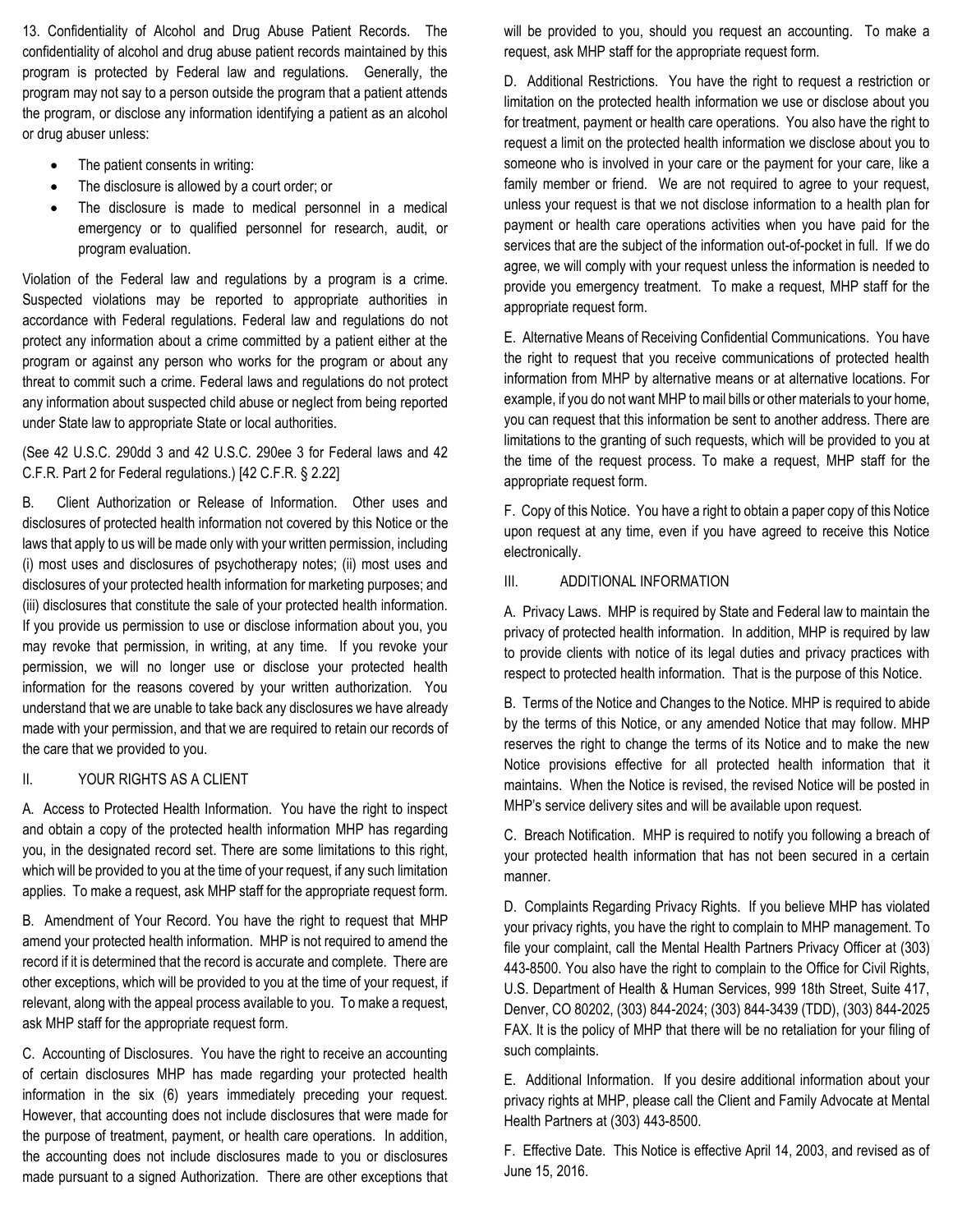13. Confidentiality of Alcohol and Drug Abuse Patient Records. The confidentiality of alcohol and drug abuse patient records maintained by this program is protected by Federal law and regulations. Generally, the program may not say to a person outside the program that a patient attends the program, or disclose any information identifying a patient as an alcohol or drug abuser unless:

- The patient consents in writing:
- The disclosure is allowed by a court order; or
- The disclosure is made to medical personnel in a medical emergency or to qualified personnel for research, audit, or program evaluation.

Violation of the Federal law and regulations by a program is a crime. Suspected violations may be reported to appropriate authorities in accordance with Federal regulations. Federal law and regulations do not protect any information about a crime committed by a patient either at the program or against any person who works for the program or about any threat to commit such a crime. Federal laws and regulations do not protect any information about suspected child abuse or neglect from being reported under State law to appropriate State or local authorities.

(See 42 U.S.C. 290dd 3 and 42 U.S.C. 290ee 3 for Federal laws and 42 C.F.R. Part 2 for Federal regulations.) [42 C.F.R. § 2.22]

B. Client Authorization or Release of Information. Other uses and disclosures of protected health information not covered by this Notice or the laws that apply to us will be made only with your written permission, including (i) most uses and disclosures of psychotherapy notes; (ii) most uses and disclosures of your protected health information for marketing purposes; and (iii) disclosures that constitute the sale of your protected health information. If you provide us permission to use or disclose information about you, you may revoke that permission, in writing, at any time. If you revoke your permission, we will no longer use or disclose your protected health information for the reasons covered by your written authorization. You understand that we are unable to take back any disclosures we have already made with your permission, and that we are required to retain our records of the care that we provided to you.

## II. YOUR RIGHTS AS A CLIENT

A. Access to Protected Health Information. You have the right to inspect and obtain a copy of the protected health information MHP has regarding you, in the designated record set. There are some limitations to this right, which will be provided to you at the time of your request, if any such limitation applies. To make a request, ask MHP staff for the appropriate request form.

B. Amendment of Your Record. You have the right to request that MHP amend your protected health information. MHP is not required to amend the record if it is determined that the record is accurate and complete. There are other exceptions, which will be provided to you at the time of your request, if relevant, along with the appeal process available to you. To make a request, ask MHP staff for the appropriate request form.

C. Accounting of Disclosures. You have the right to receive an accounting of certain disclosures MHP has made regarding your protected health information in the six (6) years immediately preceding your request. However, that accounting does not include disclosures that were made for the purpose of treatment, payment, or health care operations. In addition, the accounting does not include disclosures made to you or disclosures made pursuant to a signed Authorization. There are other exceptions that will be provided to you, should you request an accounting. To make a request, ask MHP staff for the appropriate request form.

D. Additional Restrictions. You have the right to request a restriction or limitation on the protected health information we use or disclose about you for treatment, payment or health care operations. You also have the right to request a limit on the protected health information we disclose about you to someone who is involved in your care or the payment for your care, like a family member or friend. We are not required to agree to your request, unless your request is that we not disclose information to a health plan for payment or health care operations activities when you have paid for the services that are the subject of the information out-of-pocket in full. If we do agree, we will comply with your request unless the information is needed to provide you emergency treatment. To make a request, MHP staff for the appropriate request form.

E. Alternative Means of Receiving Confidential Communications. You have the right to request that you receive communications of protected health information from MHP by alternative means or at alternative locations. For example, if you do not want MHP to mail bills or other materials to your home, you can request that this information be sent to another address. There are limitations to the granting of such requests, which will be provided to you at the time of the request process. To make a request, MHP staff for the appropriate request form.

F. Copy of this Notice. You have a right to obtain a paper copy of this Notice upon request at any time, even if you have agreed to receive this Notice electronically.

## III. ADDITIONAL INFORMATION

A. Privacy Laws. MHP is required by State and Federal law to maintain the privacy of protected health information. In addition, MHP is required by law to provide clients with notice of its legal duties and privacy practices with respect to protected health information. That is the purpose of this Notice.

B. Terms of the Notice and Changes to the Notice. MHP is required to abide by the terms of this Notice, or any amended Notice that may follow. MHP reserves the right to change the terms of its Notice and to make the new Notice provisions effective for all protected health information that it maintains. When the Notice is revised, the revised Notice will be posted in MHP's service delivery sites and will be available upon request.

C. Breach Notification. MHP is required to notify you following a breach of your protected health information that has not been secured in a certain manner.

D. Complaints Regarding Privacy Rights. If you believe MHP has violated your privacy rights, you have the right to complain to MHP management. To file your complaint, call the Mental Health Partners Privacy Officer at (303) 443-8500. You also have the right to complain to the Office for Civil Rights, U.S. Department of Health & Human Services, 999 18th Street, Suite 417, Denver, CO 80202, (303) 844-2024; (303) 844-3439 (TDD), (303) 844-2025 FAX. It is the policy of MHP that there will be no retaliation for your filing of such complaints.

E. Additional Information. If you desire additional information about your privacy rights at MHP, please call the Client and Family Advocate at Mental Health Partners at (303) 443-8500.

F. Effective Date. This Notice is effective April 14, 2003, and revised as of June 15, 2016.